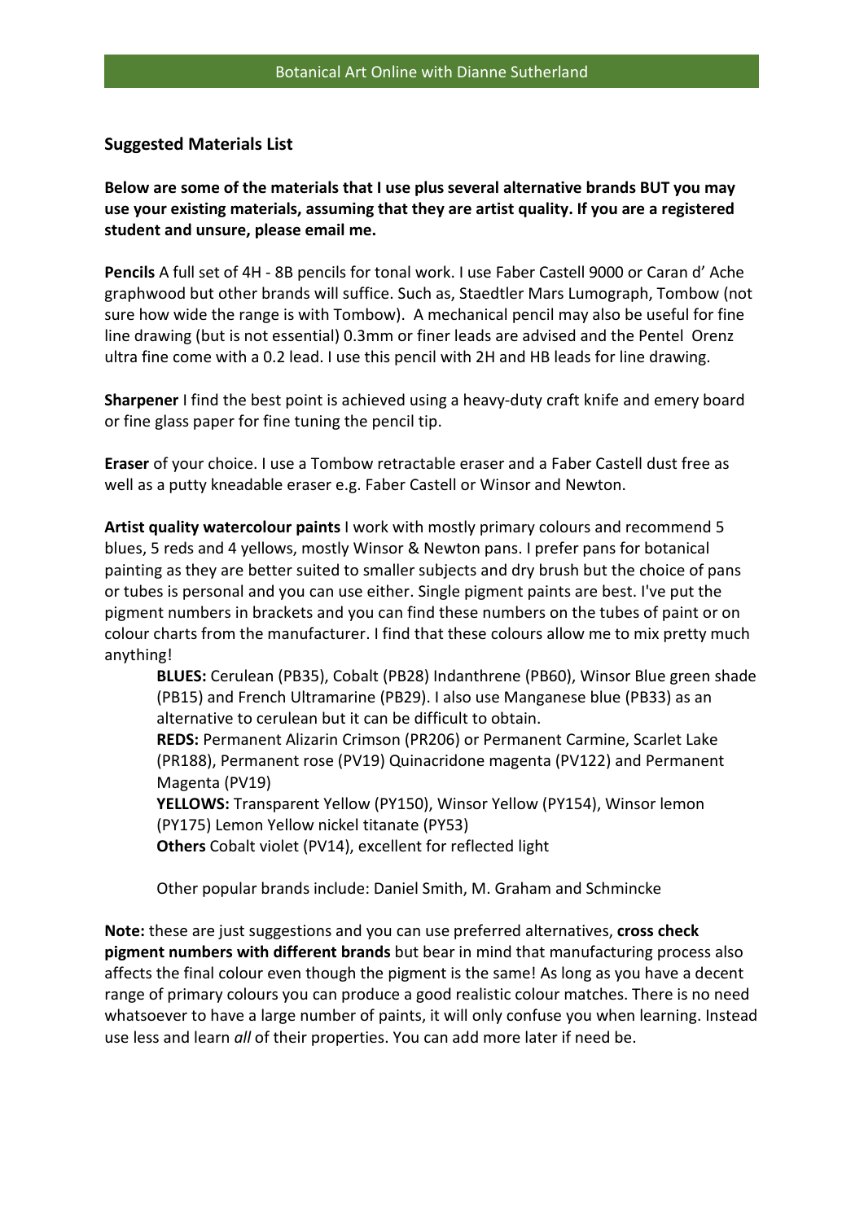## Suggested Materials List

**Below are some of the materials that I use plus several alternative brands BUT you may use your existing materials, assuming that they are artist quality. If you are a registered student and unsure, please email me.**

**Pencils** A full set of 4H - 8B pencils for tonal work. I use Faber Castell 9000 or Caran d' Ache graphwood but other brands will suffice. Such as, Staedtler Mars Lumograph, Tombow (not sure how wide the range is with Tombow). A mechanical pencil may also be useful for fine line drawing (but is not essential) 0.3mm or finer leads are advised and the Pentel Orenz ultra fine come with a 0.2 lead. I use this pencil with 2H and HB leads for line drawing.

**Sharpener** I find the best point is achieved using a heavy-duty craft knife and emery board or fine glass paper for fine tuning the pencil tip.

**Eraser** of your choice. I use a Tombow retractable eraser and a Faber Castell dust free as well as a putty kneadable eraser e.g. Faber Castell or Winsor and Newton.

**Artist quality watercolour paints** I work with mostly primary colours and recommend 5 blues, 5 reds and 4 yellows, mostly Winsor & Newton pans. I prefer pans for botanical painting as they are better suited to smaller subjects and dry brush but the choice of pans or tubes is personal and you can use either. Single pigment paints are best. I've put the pigment numbers in brackets and you can find these numbers on the tubes of paint or on colour charts from the manufacturer. I find that these colours allow me to mix pretty much anything!

> **BLUES:** Cerulean (PB35), Cobalt (PB28) Indanthrene (PB60), Winsor Blue green shade (PB15) and French Ultramarine (PB29). I also use Manganese blue (PB33) as an alternative to cerulean but it can be difficult to obtain.
>
> **REDS:** Permanent Alizarin Crimson (PR206) or Permanent Carmine, Scarlet Lake (PR188), Permanent rose (PV19) Quinacridone magenta (PV122) and Permanent Magenta (PV19)
>
> **YELLOWS:** Transparent Yellow (PY150), Winsor Yellow (PY154), Winsor lemon (PY175) Lemon Yellow nickel titanate (PY53)
>
> **Others** Cobalt violet (PV14), excellent for reflected light
>
> Other popular brands include: Daniel Smith, M. Graham and Schmincke

**Note:** these are just suggestions and you can use preferred alternatives, **cross check pigment numbers with different brands** but bear in mind that manufacturing process also affects the final colour even though the pigment is the same! As long as you have a decent range of primary colours you can produce a good realistic colour matches. There is no need whatsoever to have a large number of paints, it will only confuse you when learning. Instead use less and learn *all* of their properties. You can add more later if need be.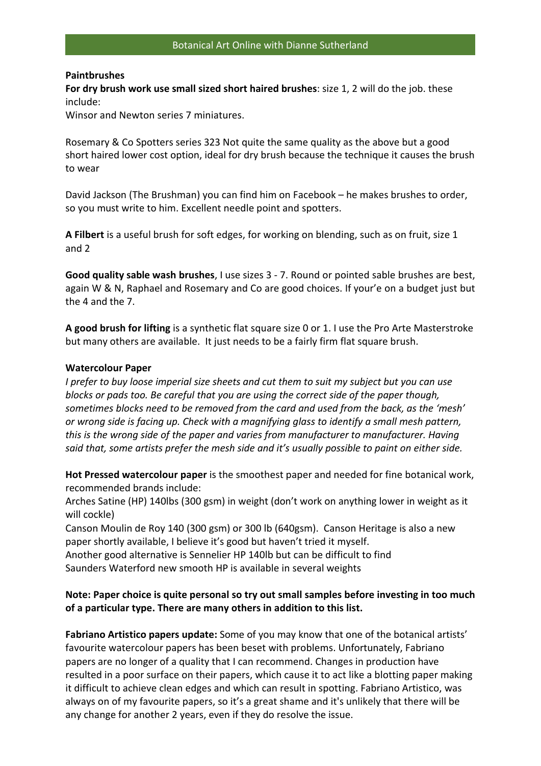**Paintbrushes**

**For dry brush work use small sized short haired brushes**: size 1, 2 will do the job. these include:
Winsor and Newton series 7 miniatures.

Rosemary & Co Spotters series 323 Not quite the same quality as the above but a good short haired lower cost option, ideal for dry brush because the technique it causes the brush to wear

David Jackson (The Brushman) you can find him on Facebook – he makes brushes to order, so you must write to him. Excellent needle point and spotters.

**A Filbert** is a useful brush for soft edges, for working on blending, such as on fruit, size 1 and 2

**Good quality sable wash brushes**, I use sizes 3 - 7. Round or pointed sable brushes are best, again W & N, Raphael and Rosemary and Co are good choices. If your'e on a budget just but the 4 and the 7.

**A good brush for lifting** is a synthetic flat square size 0 or 1. I use the Pro Arte Masterstroke but many others are available. It just needs to be a fairly firm flat square brush.

**Watercolour Paper**

*I prefer to buy loose imperial size sheets and cut them to suit my subject but you can use blocks or pads too. Be careful that you are using the correct side of the paper though, sometimes blocks need to be removed from the card and used from the back, as the 'mesh' or wrong side is facing up. Check with a magnifying glass to identify a small mesh pattern, this is the wrong side of the paper and varies from manufacturer to manufacturer. Having said that, some artists prefer the mesh side and it's usually possible to paint on either side.*

**Hot Pressed watercolour paper** is the smoothest paper and needed for fine botanical work, recommended brands include:
Arches Satine (HP) 140lbs (300 gsm) in weight (don't work on anything lower in weight as it will cockle)
Canson Moulin de Roy 140 (300 gsm) or 300 lb (640gsm). Canson Heritage is also a new paper shortly available, I believe it's good but haven't tried it myself.
Another good alternative is Sennelier HP 140lb but can be difficult to find
Saunders Waterford new smooth HP is available in several weights

**Note: Paper choice is quite personal so try out small samples before investing in too much of a particular type. There are many others in addition to this list.**

**Fabriano Artistico papers update:** Some of you may know that one of the botanical artists' favourite watercolour papers has been beset with problems. Unfortunately, Fabriano papers are no longer of a quality that I can recommend. Changes in production have resulted in a poor surface on their papers, which cause it to act like a blotting paper making it difficult to achieve clean edges and which can result in spotting. Fabriano Artistico, was always on of my favourite papers, so it's a great shame and it's unlikely that there will be any change for another 2 years, even if they do resolve the issue.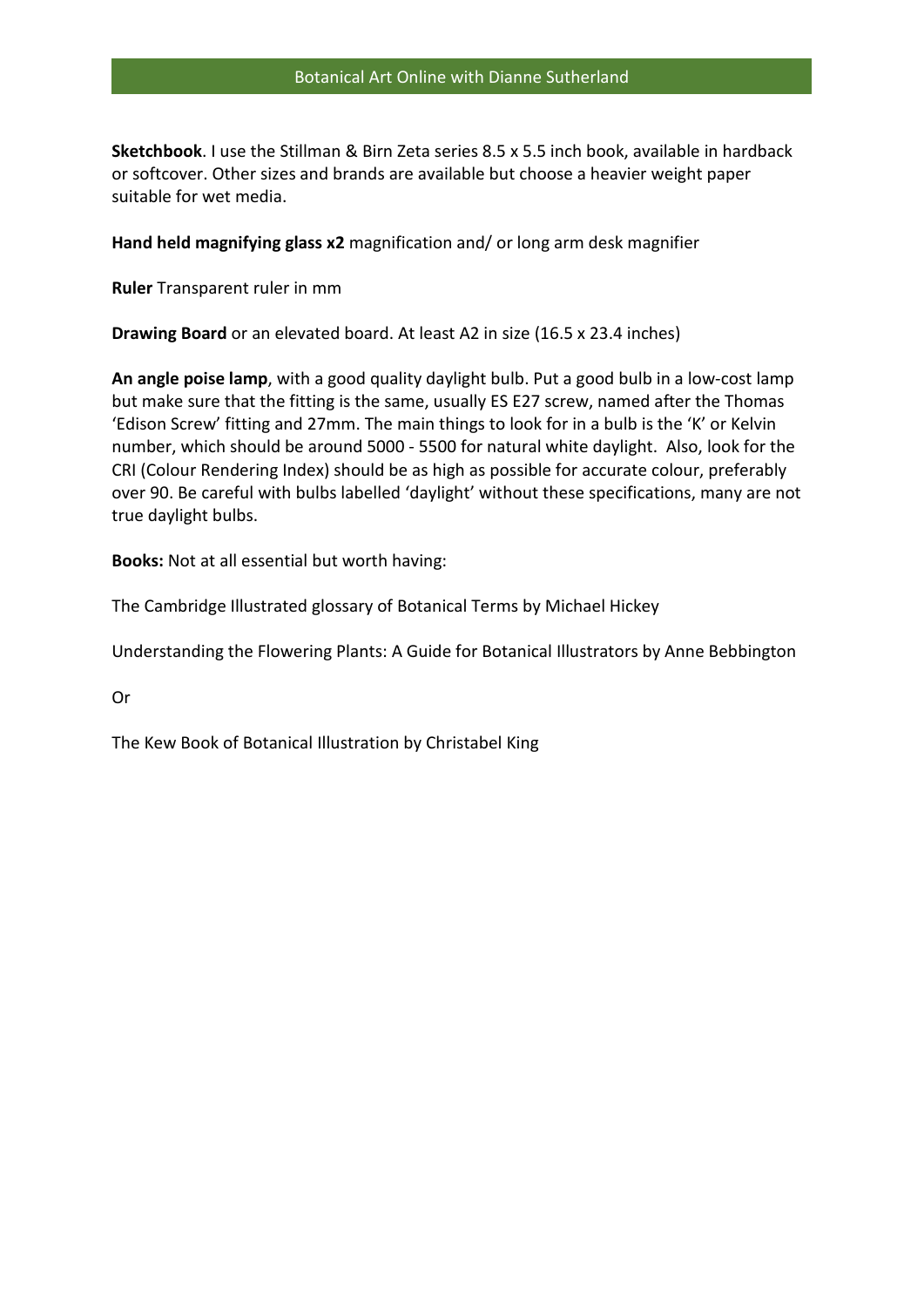**Sketchbook**. I use the Stillman & Birn Zeta series 8.5 x 5.5 inch book, available in hardback or softcover. Other sizes and brands are available but choose a heavier weight paper suitable for wet media.

**Hand held magnifying glass x2** magnification and/ or long arm desk magnifier

**Ruler** Transparent ruler in mm

**Drawing Board** or an elevated board. At least A2 in size (16.5 x 23.4 inches)

**An angle poise lamp**, with a good quality daylight bulb. Put a good bulb in a low-cost lamp but make sure that the fitting is the same, usually ES E27 screw, named after the Thomas 'Edison Screw' fitting and 27mm. The main things to look for in a bulb is the 'K' or Kelvin number, which should be around 5000 - 5500 for natural white daylight. Also, look for the CRI (Colour Rendering Index) should be as high as possible for accurate colour, preferably over 90. Be careful with bulbs labelled 'daylight' without these specifications, many are not true daylight bulbs.

**Books:** Not at all essential but worth having:

The Cambridge Illustrated glossary of Botanical Terms by Michael Hickey

Understanding the Flowering Plants: A Guide for Botanical Illustrators by Anne Bebbington

Or

The Kew Book of Botanical Illustration by Christabel King